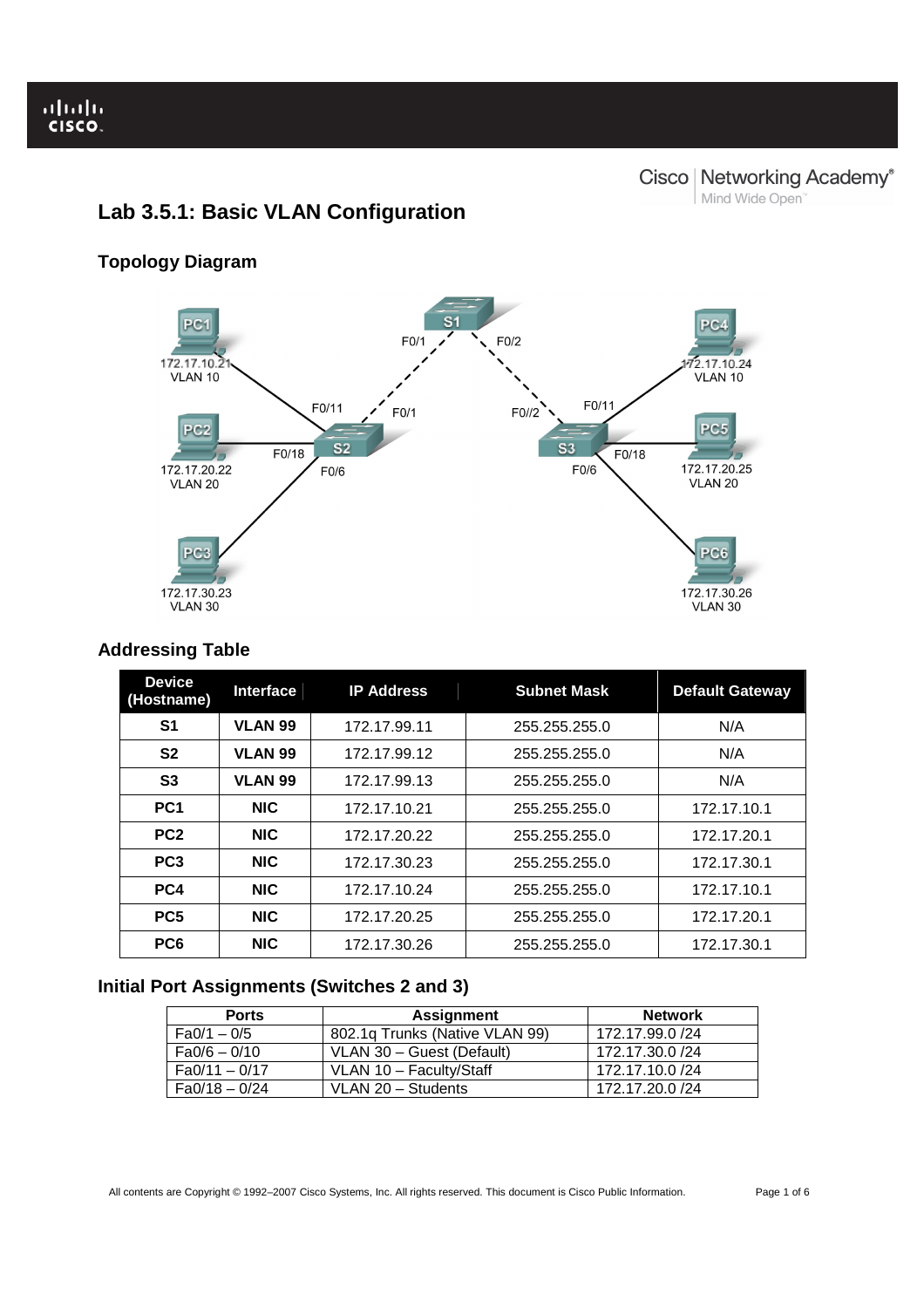# Lab 3.5.1: Basic VLAN Configuration

## Topology Diagram

## Addressing Table

| Device (Hostname) | Interface | IP Address | Subnet Mask | Default Gateway |
|---|---|---|---|---|
| S1 | VLAN 99 | 172.17.99.11 | 255.255.255.0 | N/A |
| S2 | VLAN 99 | 172.17.99.12 | 255.255.255.0 | N/A |
| S3 | VLAN 99 | 172.17.99.13 | 255.255.255.0 | N/A |
| PC1 | NIC | 172.17.10.21 | 255.255.255.0 | 172.17.10.1 |
| PC2 | NIC | 172.17.20.22 | 255.255.255.0 | 172.17.20.1 |
| PC3 | NIC | 172.17.30.23 | 255.255.255.0 | 172.17.30.1 |
| PC4 | NIC | 172.17.10.24 | 255.255.255.0 | 172.17.10.1 |
| PC5 | NIC | 172.17.20.25 | 255.255.255.0 | 172.17.20.1 |
| PC6 | NIC | 172.17.30.26 | 255.255.255.0 | 172.17.30.1 |

## Initial Port Assignments (Switches 2 and 3)

| Ports | Assignment | Network |
|---|---|---|
| Fa0/1 – 0/5 | 802.1q Trunks (Native VLAN 99) | 172.17.99.0 /24 |
| Fa0/6 – 0/10 | VLAN 30 – Guest (Default) | 172.17.30.0 /24 |
| Fa0/11 – 0/17 | VLAN 10 – Faculty/Staff | 172.17.10.0 /24 |
| Fa0/18 – 0/24 | VLAN 20 – Students | 172.17.20.0 /24 |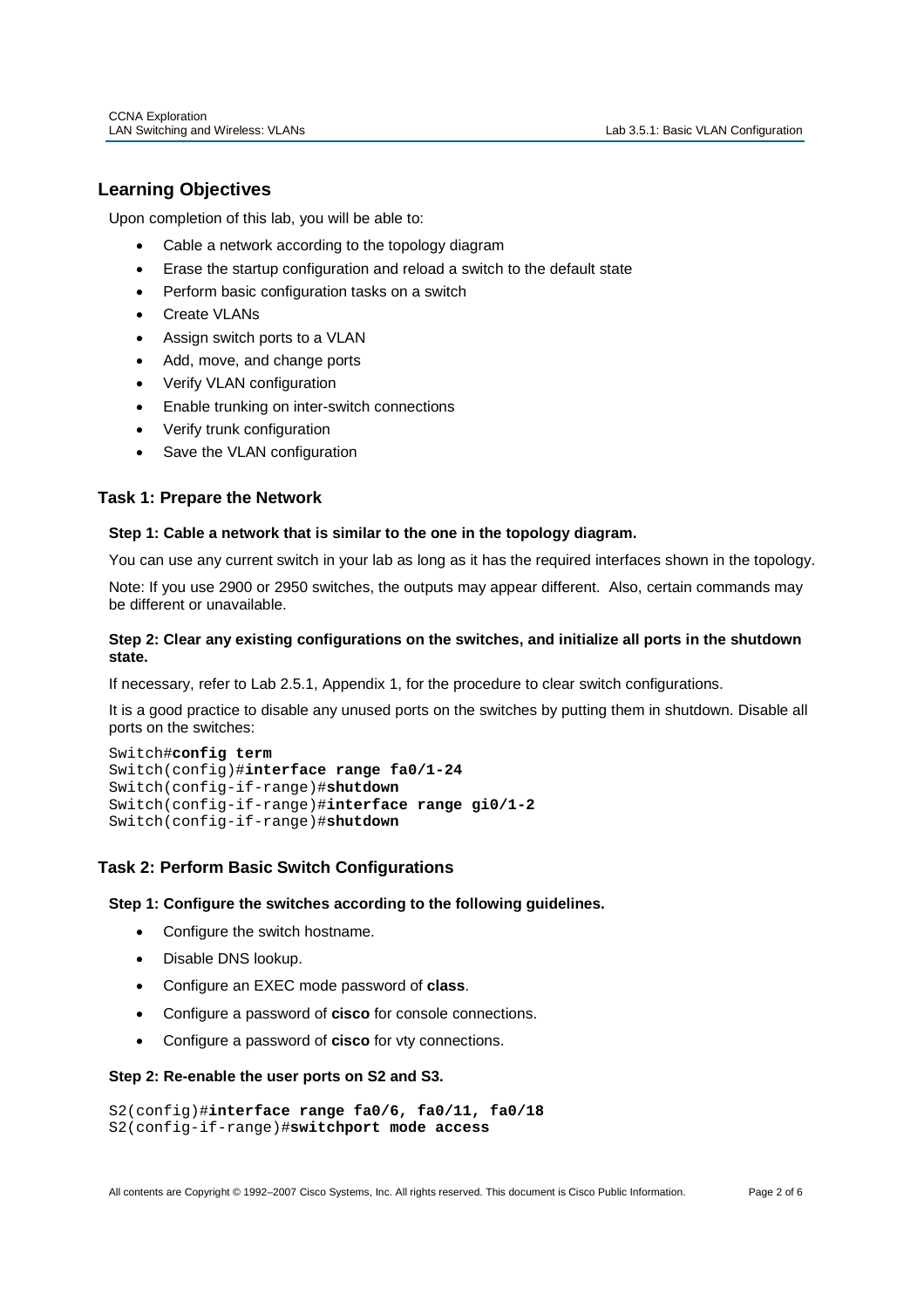## Learning Objectives

Upon completion of this lab, you will be able to:

- Cable a network according to the topology diagram
- Erase the startup configuration and reload a switch to the default state
- Perform basic configuration tasks on a switch
- Create VLANs
- Assign switch ports to a VLAN
- Add, move, and change ports
- Verify VLAN configuration
- Enable trunking on inter-switch connections
- Verify trunk configuration
- Save the VLAN configuration

## Task 1: Prepare the Network

### Step 1: Cable a network that is similar to the one in the topology diagram.

You can use any current switch in your lab as long as it has the required interfaces shown in the topology.

Note: If you use 2900 or 2950 switches, the outputs may appear different. Also, certain commands may be different or unavailable.

### Step 2: Clear any existing configurations on the switches, and initialize all ports in the shutdown state.

If necessary, refer to Lab 2.5.1, Appendix 1, for the procedure to clear switch configurations.

It is a good practice to disable any unused ports on the switches by putting them in shutdown. Disable all ports on the switches:

```
Switch#config term
Switch(config)#interface range fa0/1-24
Switch(config-if-range)#shutdown
Switch(config-if-range)#interface range gi0/1-2
Switch(config-if-range)#shutdown
```

## Task 2: Perform Basic Switch Configurations

### Step 1: Configure the switches according to the following guidelines.

- Configure the switch hostname.
- Disable DNS lookup.
- Configure an EXEC mode password of **class**.
- Configure a password of **cisco** for console connections.
- Configure a password of **cisco** for vty connections.

### Step 2: Re-enable the user ports on S2 and S3.

```
S2(config)#interface range fa0/6, fa0/11, fa0/18
S2(config-if-range)#switchport mode access
```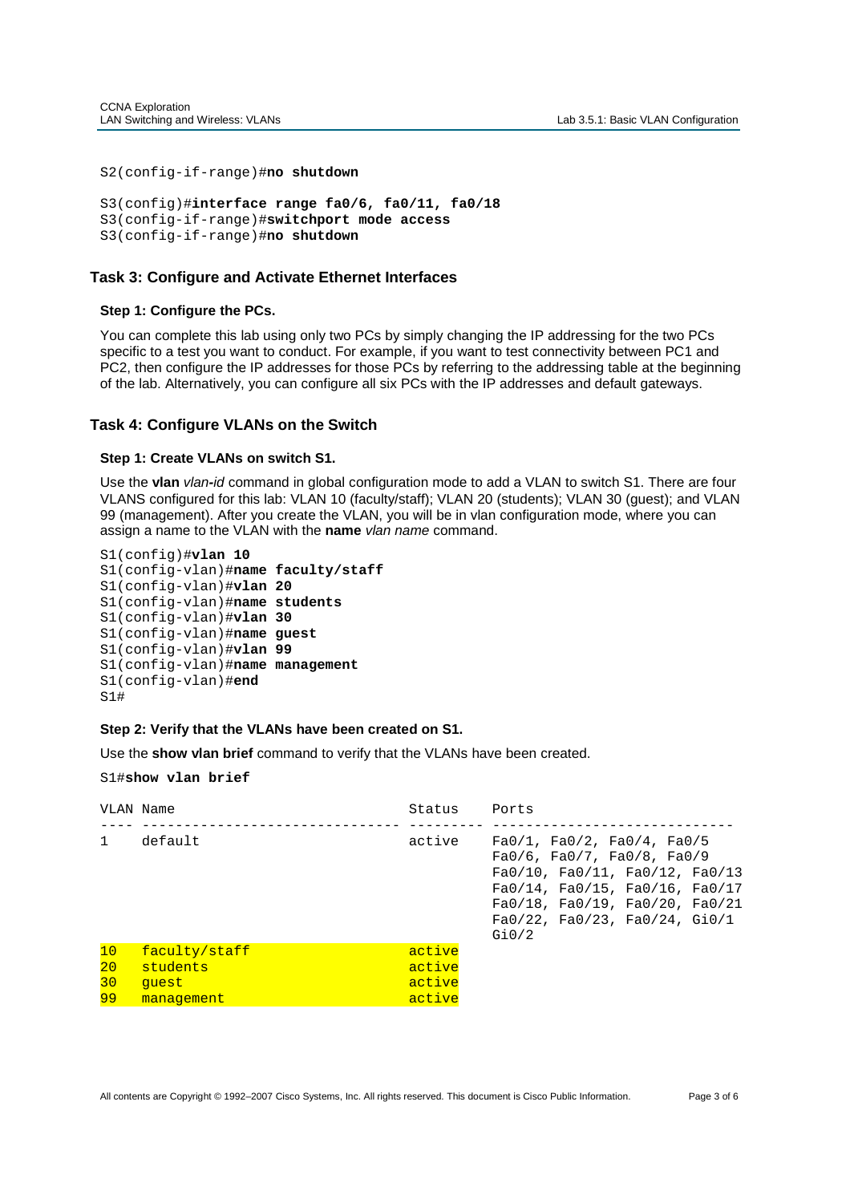```
S2(config-if-range)#no shutdown

S3(config)#interface range fa0/6, fa0/11, fa0/18
S3(config-if-range)#switchport mode access
S3(config-if-range)#no shutdown
```

## Task 3: Configure and Activate Ethernet Interfaces

### Step 1: Configure the PCs.

You can complete this lab using only two PCs by simply changing the IP addressing for the two PCs specific to a test you want to conduct. For example, if you want to test connectivity between PC1 and PC2, then configure the IP addresses for those PCs by referring to the addressing table at the beginning of the lab. Alternatively, you can configure all six PCs with the IP addresses and default gateways.

## Task 4: Configure VLANs on the Switch

### Step 1: Create VLANs on switch S1.

Use the **vlan** *vlan-id* command in global configuration mode to add a VLAN to switch S1. There are four VLANS configured for this lab: VLAN 10 (faculty/staff); VLAN 20 (students); VLAN 30 (guest); and VLAN 99 (management). After you create the VLAN, you will be in vlan configuration mode, where you can assign a name to the VLAN with the **name** *vlan name* command.

```
S1(config)#vlan 10
S1(config-vlan)#name faculty/staff
S1(config-vlan)#vlan 20
S1(config-vlan)#name students
S1(config-vlan)#vlan 30
S1(config-vlan)#name guest
S1(config-vlan)#vlan 99
S1(config-vlan)#name management
S1(config-vlan)#end
S1#
```

### Step 2: Verify that the VLANs have been created on S1.

Use the **show vlan brief** command to verify that the VLANs have been created.

```
S1#show vlan brief

VLAN Name                             Status    Ports
---- -------------------------------- --------- -------------------------------
1    default                          active    Fa0/1, Fa0/2, Fa0/4, Fa0/5
                                                Fa0/6, Fa0/7, Fa0/8, Fa0/9
                                                Fa0/10, Fa0/11, Fa0/12, Fa0/13
                                                Fa0/14, Fa0/15, Fa0/16, Fa0/17
                                                Fa0/18, Fa0/19, Fa0/20, Fa0/21
                                                Fa0/22, Fa0/23, Fa0/24, Gi0/1
                                                Gi0/2
10   faculty/staff                    active
20   students                         active
30   guest                            active
99   management                       active
```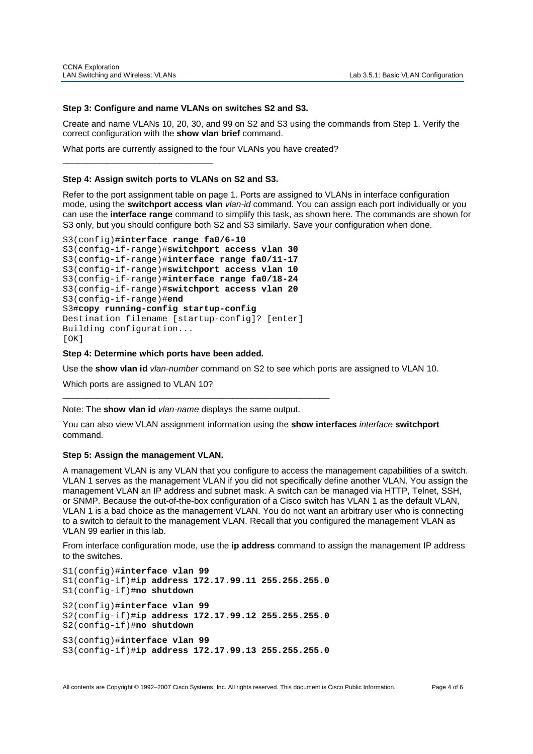**Step 3: Configure and name VLANs on switches S2 and S3.**

Create and name VLANs 10, 20, 30, and 99 on S2 and S3 using the commands from Step 1. Verify the correct configuration with the **show vlan brief** command.

What ports are currently assigned to the four VLANs you have created?

______________________________

**Step 4: Assign switch ports to VLANs on S2 and S3.**

Refer to the port assignment table on page 1. Ports are assigned to VLANs in interface configuration mode, using the **switchport access vlan** *vlan-id* command. You can assign each port individually or you can use the **interface range** command to simplify this task, as shown here. The commands are shown for S3 only, but you should configure both S2 and S3 similarly. Save your configuration when done.

```
S3(config)#interface range fa0/6-10
S3(config-if-range)#switchport access vlan 30
S3(config-if-range)#interface range fa0/11-17
S3(config-if-range)#switchport access vlan 10
S3(config-if-range)#interface range fa0/18-24
S3(config-if-range)#switchport access vlan 20
S3(config-if-range)#end
S3#copy running-config startup-config
Destination filename [startup-config]? [enter]
Building configuration...
[OK]
```

**Step 4: Determine which ports have been added.**

Use the **show vlan id** *vlan-number* command on S2 to see which ports are assigned to VLAN 10.

Which ports are assigned to VLAN 10?

______________________________________________________

Note: The **show vlan id** *vlan-name* displays the same output.

You can also view VLAN assignment information using the **show interfaces** *interface* **switchport** command.

**Step 5: Assign the management VLAN.**

A management VLAN is any VLAN that you configure to access the management capabilities of a switch. VLAN 1 serves as the management VLAN if you did not specifically define another VLAN. You assign the management VLAN an IP address and subnet mask. A switch can be managed via HTTP, Telnet, SSH, or SNMP. Because the out-of-the-box configuration of a Cisco switch has VLAN 1 as the default VLAN, VLAN 1 is a bad choice as the management VLAN. You do not want an arbitrary user who is connecting to a switch to default to the management VLAN. Recall that you configured the management VLAN as VLAN 99 earlier in this lab.

From interface configuration mode, use the **ip address** command to assign the management IP address to the switches.

```
S1(config)#interface vlan 99
S1(config-if)#ip address 172.17.99.11 255.255.255.0
S1(config-if)#no shutdown

S2(config)#interface vlan 99
S2(config-if)#ip address 172.17.99.12 255.255.255.0
S2(config-if)#no shutdown

S3(config)#interface vlan 99
S3(config-if)#ip address 172.17.99.13 255.255.255.0
```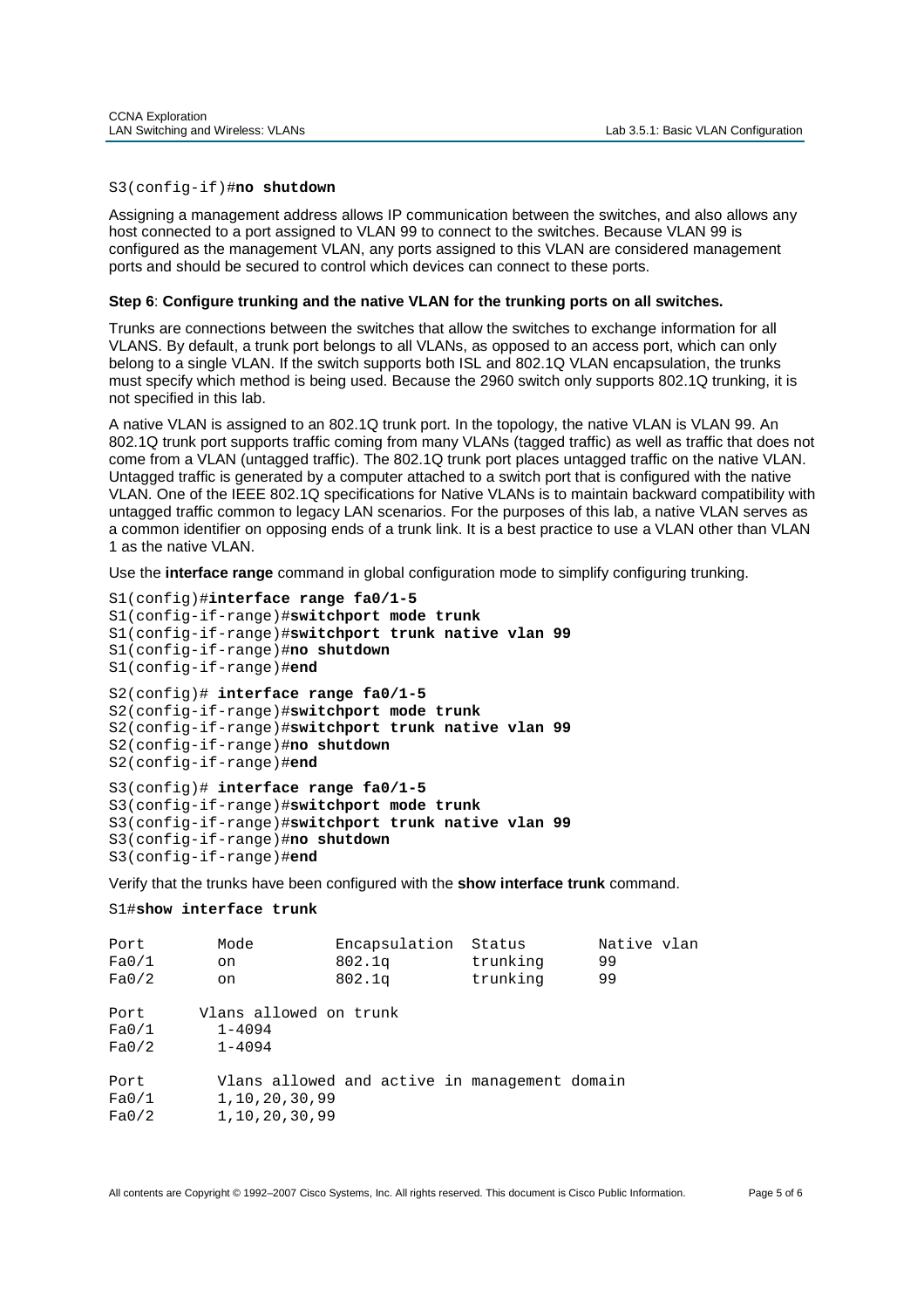```
S3(config-if)#no shutdown
```

Assigning a management address allows IP communication between the switches, and also allows any host connected to a port assigned to VLAN 99 to connect to the switches. Because VLAN 99 is configured as the management VLAN, any ports assigned to this VLAN are considered management ports and should be secured to control which devices can connect to these ports.

**Step 6**: **Configure trunking and the native VLAN for the trunking ports on all switches.**

Trunks are connections between the switches that allow the switches to exchange information for all VLANS. By default, a trunk port belongs to all VLANs, as opposed to an access port, which can only belong to a single VLAN. If the switch supports both ISL and 802.1Q VLAN encapsulation, the trunks must specify which method is being used. Because the 2960 switch only supports 802.1Q trunking, it is not specified in this lab.

A native VLAN is assigned to an 802.1Q trunk port. In the topology, the native VLAN is VLAN 99. An 802.1Q trunk port supports traffic coming from many VLANs (tagged traffic) as well as traffic that does not come from a VLAN (untagged traffic). The 802.1Q trunk port places untagged traffic on the native VLAN. Untagged traffic is generated by a computer attached to a switch port that is configured with the native VLAN. One of the IEEE 802.1Q specifications for Native VLANs is to maintain backward compatibility with untagged traffic common to legacy LAN scenarios. For the purposes of this lab, a native VLAN serves as a common identifier on opposing ends of a trunk link. It is a best practice to use a VLAN other than VLAN 1 as the native VLAN.

Use the **interface range** command in global configuration mode to simplify configuring trunking.

```
S1(config)#interface range fa0/1-5
S1(config-if-range)#switchport mode trunk
S1(config-if-range)#switchport trunk native vlan 99
S1(config-if-range)#no shutdown
S1(config-if-range)#end

S2(config)# interface range fa0/1-5
S2(config-if-range)#switchport mode trunk
S2(config-if-range)#switchport trunk native vlan 99
S2(config-if-range)#no shutdown
S2(config-if-range)#end

S3(config)# interface range fa0/1-5
S3(config-if-range)#switchport mode trunk
S3(config-if-range)#switchport trunk native vlan 99
S3(config-if-range)#no shutdown
S3(config-if-range)#end
```

Verify that the trunks have been configured with the **show interface trunk** command.

```
S1#show interface trunk

Port        Mode         Encapsulation  Status        Native vlan
Fa0/1       on           802.1q         trunking      99
Fa0/2       on           802.1q         trunking      99

Port      Vlans allowed on trunk
Fa0/1       1-4094
Fa0/2       1-4094

Port        Vlans allowed and active in management domain
Fa0/1       1,10,20,30,99
Fa0/2       1,10,20,30,99
```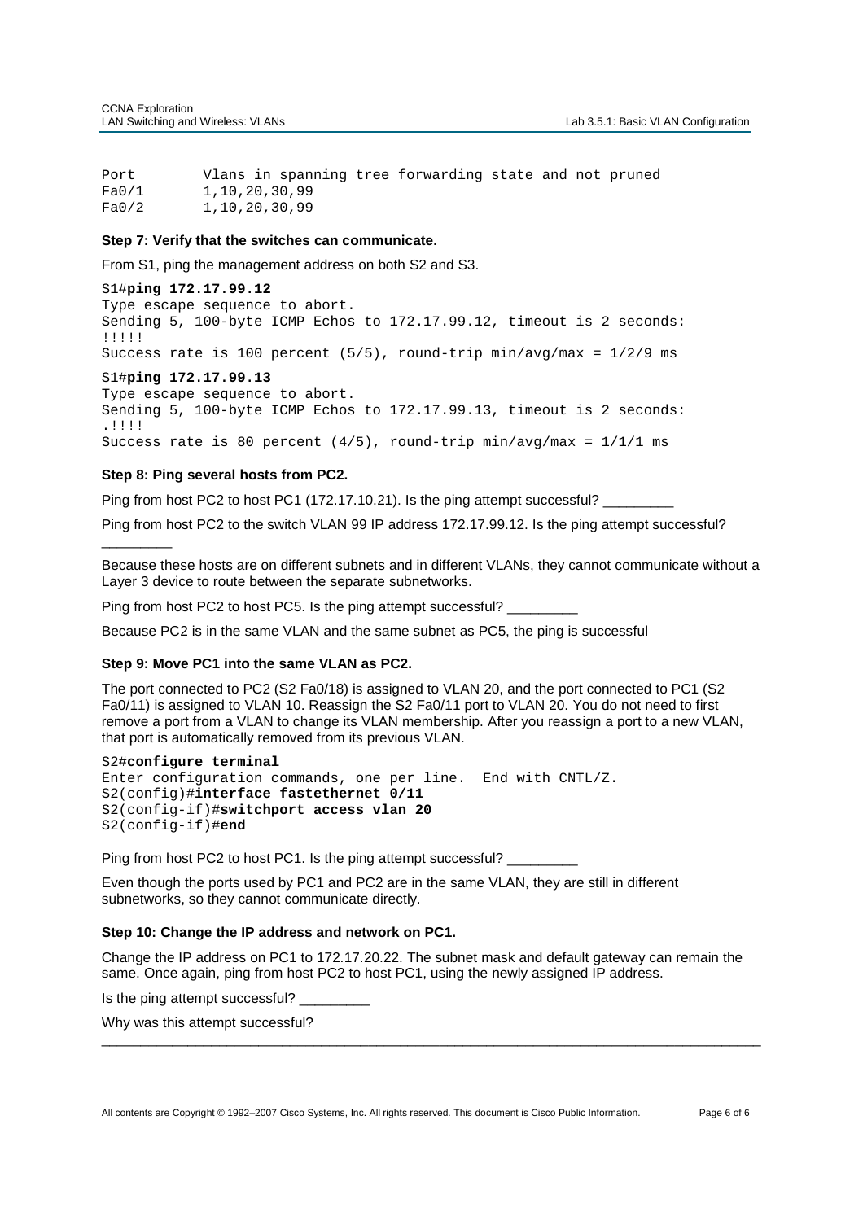```
Port        Vlans in spanning tree forwarding state and not pruned
Fa0/1       1,10,20,30,99
Fa0/2       1,10,20,30,99
```

**Step 7: Verify that the switches can communicate.**

From S1, ping the management address on both S2 and S3.

```
S1#ping 172.17.99.12
Type escape sequence to abort.
Sending 5, 100-byte ICMP Echos to 172.17.99.12, timeout is 2 seconds:
!!!!!
Success rate is 100 percent (5/5), round-trip min/avg/max = 1/2/9 ms
S1#ping 172.17.99.13
Type escape sequence to abort.
Sending 5, 100-byte ICMP Echos to 172.17.99.13, timeout is 2 seconds:
.!!!!
Success rate is 80 percent (4/5), round-trip min/avg/max = 1/1/1 ms
```

**Step 8: Ping several hosts from PC2.**

Ping from host PC2 to host PC1 (172.17.10.21). Is the ping attempt successful? _________

Ping from host PC2 to the switch VLAN 99 IP address 172.17.99.12. Is the ping attempt successful?
_________

Because these hosts are on different subnets and in different VLANs, they cannot communicate without a Layer 3 device to route between the separate subnetworks.

Ping from host PC2 to host PC5. Is the ping attempt successful? _________

Because PC2 is in the same VLAN and the same subnet as PC5, the ping is successful

**Step 9: Move PC1 into the same VLAN as PC2.**

The port connected to PC2 (S2 Fa0/18) is assigned to VLAN 20, and the port connected to PC1 (S2 Fa0/11) is assigned to VLAN 10. Reassign the S2 Fa0/11 port to VLAN 20. You do not need to first remove a port from a VLAN to change its VLAN membership. After you reassign a port to a new VLAN, that port is automatically removed from its previous VLAN.

```
S2#configure terminal
Enter configuration commands, one per line.  End with CNTL/Z.
S2(config)#interface fastethernet 0/11
S2(config-if)#switchport access vlan 20
S2(config-if)#end
```

Ping from host PC2 to host PC1. Is the ping attempt successful? _________

Even though the ports used by PC1 and PC2 are in the same VLAN, they are still in different subnetworks, so they cannot communicate directly.

**Step 10: Change the IP address and network on PC1.**

Change the IP address on PC1 to 172.17.20.22. The subnet mask and default gateway can remain the same. Once again, ping from host PC2 to host PC1, using the newly assigned IP address.

Is the ping attempt successful? _________

Why was this attempt successful?

_____________________________________________________________________________________